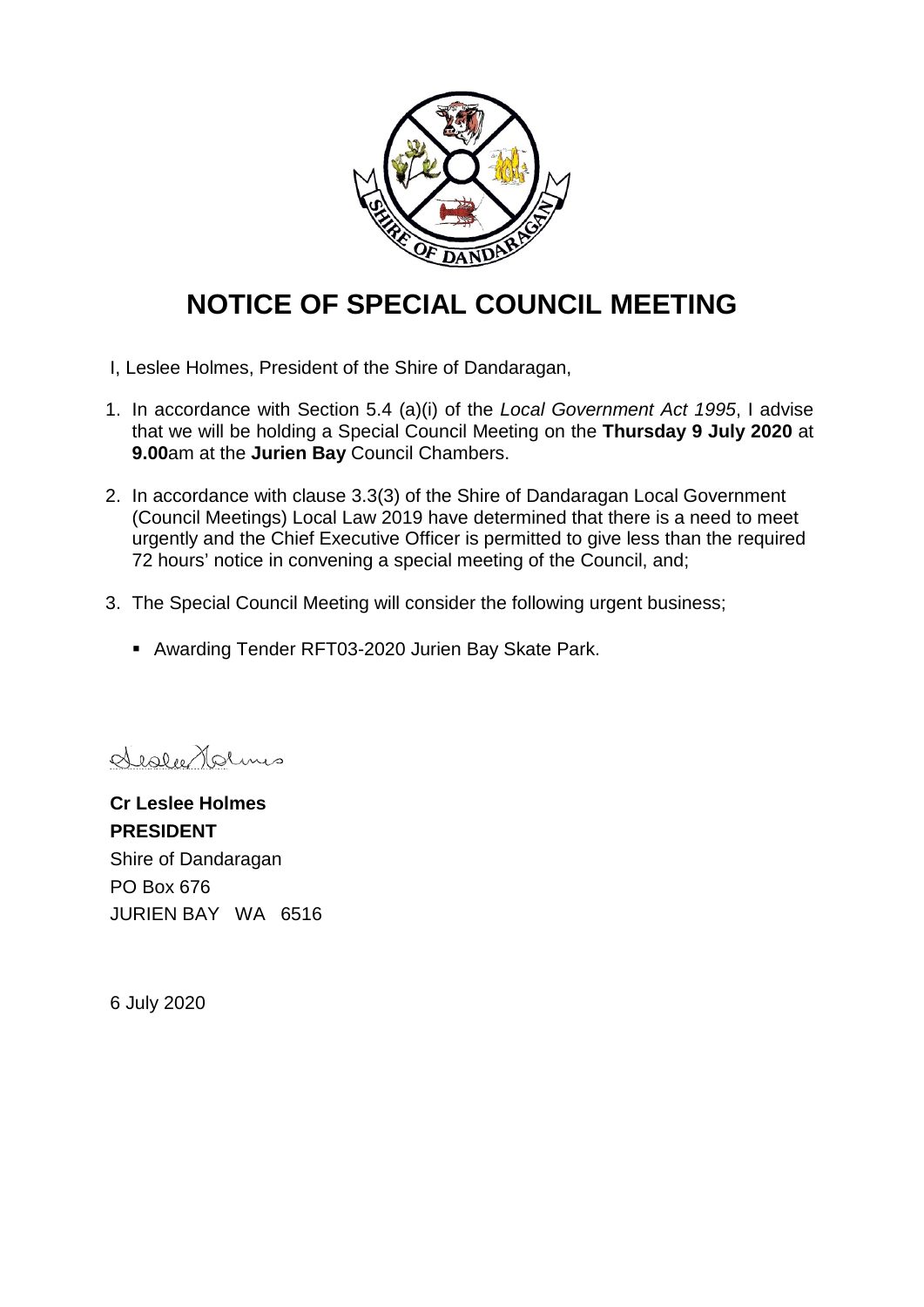# NOTICE OF SPECIAL COUNCIL MEETING

I, Leslee Holmes, President of the Shire of Dandaragan,

1. In accordance with Section 5.4 (a)(i) of the *Local Government Act 1995*, I advise that we will be holding a Special Council Meeting on the **Thursday 9 July 2020** at **9.00**am at the **Jurien Bay** Council Chambers.

2. In accordance with clause 3.3(3) of the Shire of Dandaragan Local Government (Council Meetings) Local Law 2019 have determined that there is a need to meet urgently and the Chief Executive Officer is permitted to give less than the required 72 hours' notice in convening a special meeting of the Council, and;

3. The Special Council Meeting will consider the following urgent business;

   - Awarding Tender RFT03-2020 Jurien Bay Skate Park.

**Cr Leslee Holmes**
**PRESIDENT**
Shire of Dandaragan
PO Box 676
JURIEN BAY WA 6516

6 July 2020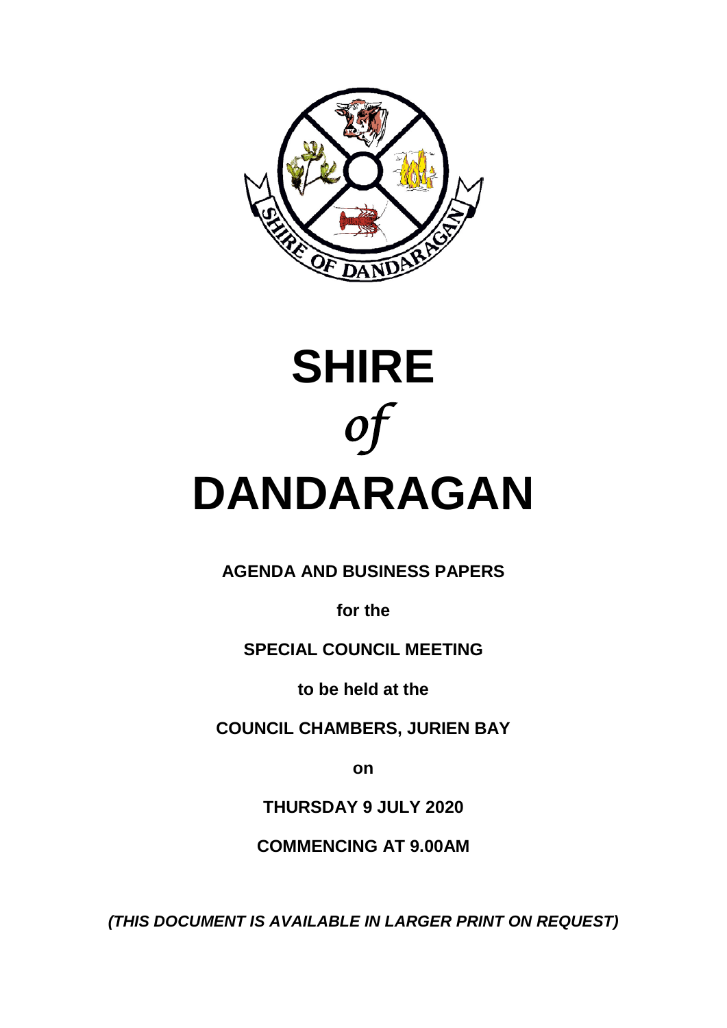# SHIRE

*of*

# DANDARAGAN

**AGENDA AND BUSINESS PAPERS**

**for the**

**SPECIAL COUNCIL MEETING**

**to be held at the**

**COUNCIL CHAMBERS, JURIEN BAY**

**on**

**THURSDAY 9 JULY 2020**

**COMMENCING AT 9.00AM**

***(THIS DOCUMENT IS AVAILABLE IN LARGER PRINT ON REQUEST)***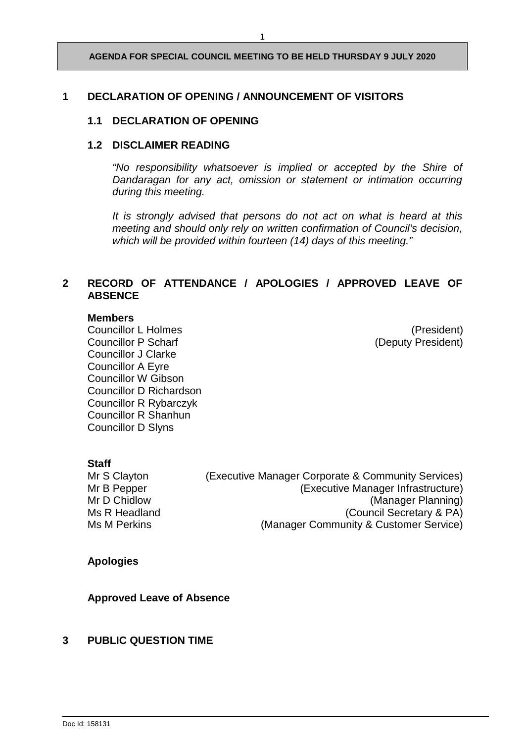## 1 DECLARATION OF OPENING / ANNOUNCEMENT OF VISITORS

### 1.1 DECLARATION OF OPENING

### 1.2 DISCLAIMER READING

*"No responsibility whatsoever is implied or accepted by the Shire of Dandaragan for any act, omission or statement or intimation occurring during this meeting.*

*It is strongly advised that persons do not act on what is heard at this meeting and should only rely on written confirmation of Council's decision, which will be provided within fourteen (14) days of this meeting."*

## 2 RECORD OF ATTENDANCE / APOLOGIES / APPROVED LEAVE OF ABSENCE

**Members**

Councillor L Holmes (President)
Councillor P Scharf (Deputy President)
Councillor J Clarke
Councillor A Eyre
Councillor W Gibson
Councillor D Richardson
Councillor R Rybarczyk
Councillor R Shanhun
Councillor D Slyns

**Staff**

Mr S Clayton (Executive Manager Corporate & Community Services)
Mr B Pepper (Executive Manager Infrastructure)
Mr D Chidlow (Manager Planning)
Ms R Headland (Council Secretary & PA)
Ms M Perkins (Manager Community & Customer Service)

**Apologies**

**Approved Leave of Absence**

## 3 PUBLIC QUESTION TIME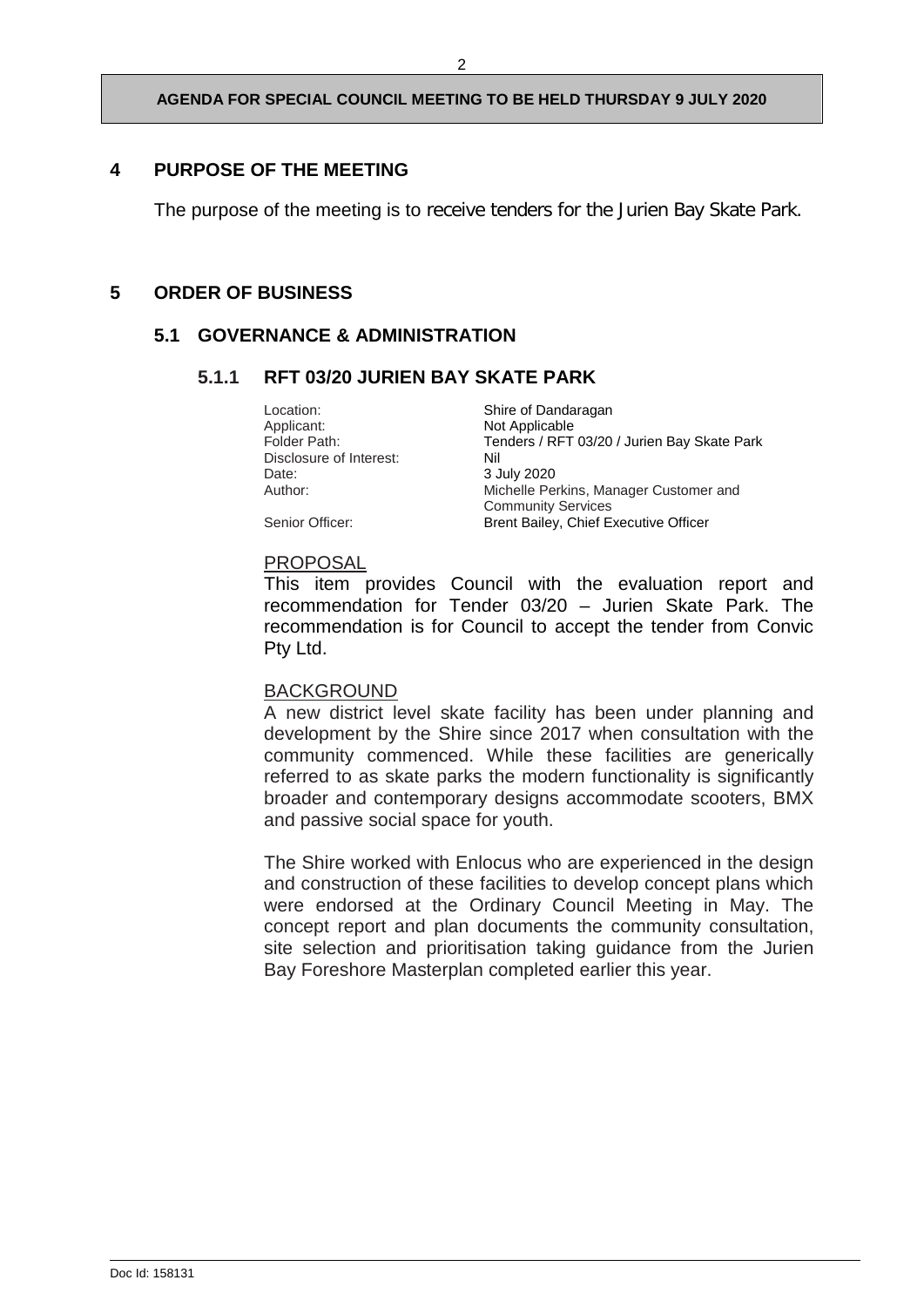## 4 PURPOSE OF THE MEETING

The purpose of the meeting is to receive tenders for the Jurien Bay Skate Park.

## 5 ORDER OF BUSINESS

### 5.1 GOVERNANCE & ADMINISTRATION

#### 5.1.1 RFT 03/20 JURIEN BAY SKATE PARK

| | |
|---|---|
| Location: | Shire of Dandaragan |
| Applicant: | Not Applicable |
| Folder Path: | Tenders / RFT 03/20 / Jurien Bay Skate Park |
| Disclosure of Interest: | Nil |
| Date: | 3 July 2020 |
| Author: | Michelle Perkins, Manager Customer and Community Services |
| Senior Officer: | Brent Bailey, Chief Executive Officer |

PROPOSAL

This item provides Council with the evaluation report and recommendation for Tender 03/20 – Jurien Skate Park. The recommendation is for Council to accept the tender from Convic Pty Ltd.

BACKGROUND

A new district level skate facility has been under planning and development by the Shire since 2017 when consultation with the community commenced. While these facilities are generically referred to as skate parks the modern functionality is significantly broader and contemporary designs accommodate scooters, BMX and passive social space for youth.

The Shire worked with Enlocus who are experienced in the design and construction of these facilities to develop concept plans which were endorsed at the Ordinary Council Meeting in May. The concept report and plan documents the community consultation, site selection and prioritisation taking guidance from the Jurien Bay Foreshore Masterplan completed earlier this year.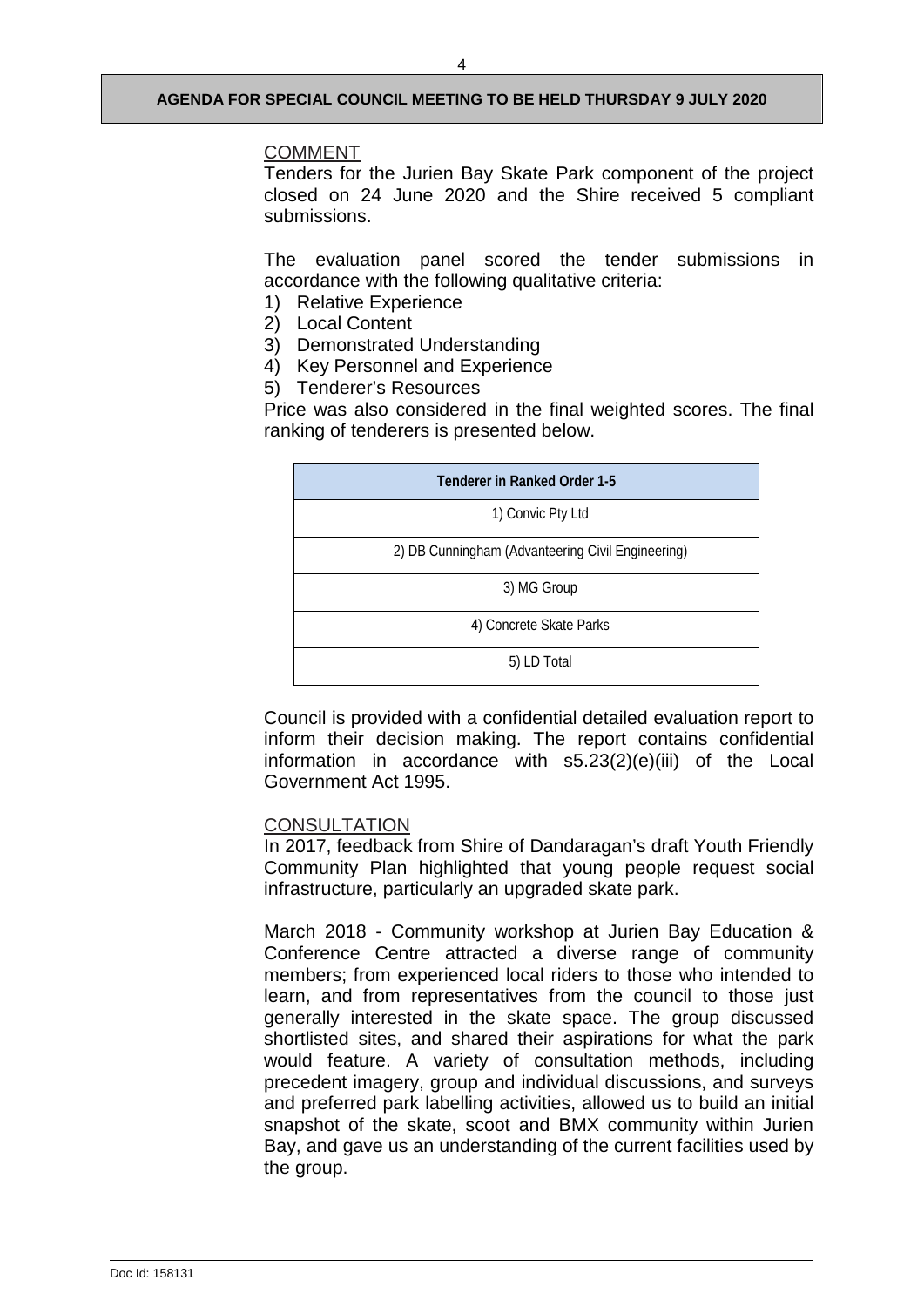COMMENT

Tenders for the Jurien Bay Skate Park component of the project closed on 24 June 2020 and the Shire received 5 compliant submissions.

The evaluation panel scored the tender submissions in accordance with the following qualitative criteria:

1) Relative Experience
2) Local Content
3) Demonstrated Understanding
4) Key Personnel and Experience
5) Tenderer's Resources

Price was also considered in the final weighted scores. The final ranking of tenderers is presented below.

| Tenderer in Ranked Order 1-5 |
|---|
| 1) Convic Pty Ltd |
| 2) DB Cunningham (Advanteering Civil Engineering) |
| 3) MG Group |
| 4) Concrete Skate Parks |
| 5) LD Total |

Council is provided with a confidential detailed evaluation report to inform their decision making. The report contains confidential information in accordance with s5.23(2)(e)(iii) of the Local Government Act 1995.

CONSULTATION

In 2017, feedback from Shire of Dandaragan's draft Youth Friendly Community Plan highlighted that young people request social infrastructure, particularly an upgraded skate park.

March 2018 - Community workshop at Jurien Bay Education & Conference Centre attracted a diverse range of community members; from experienced local riders to those who intended to learn, and from representatives from the council to those just generally interested in the skate space. The group discussed shortlisted sites, and shared their aspirations for what the park would feature. A variety of consultation methods, including precedent imagery, group and individual discussions, and surveys and preferred park labelling activities, allowed us to build an initial snapshot of the skate, scoot and BMX community within Jurien Bay, and gave us an understanding of the current facilities used by the group.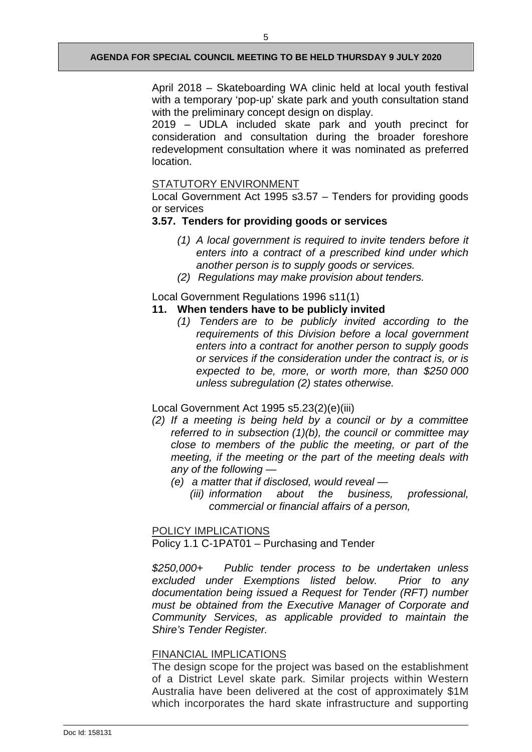April 2018 – Skateboarding WA clinic held at local youth festival with a temporary 'pop-up' skate park and youth consultation stand with the preliminary concept design on display.
2019 – UDLA included skate park and youth precinct for consideration and consultation during the broader foreshore redevelopment consultation where it was nominated as preferred location.

STATUTORY ENVIRONMENT

Local Government Act 1995 s3.57 – Tenders for providing goods or services

**3.57. Tenders for providing goods or services**

*(1) A local government is required to invite tenders before it enters into a contract of a prescribed kind under which another person is to supply goods or services.*

*(2) Regulations may make provision about tenders.*

Local Government Regulations 1996 s11(1)

**11. When tenders have to be publicly invited**

*(1) Tenders are to be publicly invited according to the requirements of this Division before a local government enters into a contract for another person to supply goods or services if the consideration under the contract is, or is expected to be, more, or worth more, than $250 000 unless subregulation (2) states otherwise.*

Local Government Act 1995 s5.23(2)(e)(iii)

*(2) If a meeting is being held by a council or by a committee referred to in subsection (1)(b), the council or committee may close to members of the public the meeting, or part of the meeting, if the meeting or the part of the meeting deals with any of the following —*

*(e) a matter that if disclosed, would reveal —*

*(iii) information about the business, professional, commercial or financial affairs of a person,*

POLICY IMPLICATIONS

Policy 1.1 C-1PAT01 – Purchasing and Tender

*$250,000+ Public tender process to be undertaken unless excluded under Exemptions listed below. Prior to any documentation being issued a Request for Tender (RFT) number must be obtained from the Executive Manager of Corporate and Community Services, as applicable provided to maintain the Shire's Tender Register.*

FINANCIAL IMPLICATIONS

The design scope for the project was based on the establishment of a District Level skate park. Similar projects within Western Australia have been delivered at the cost of approximately $1M which incorporates the hard skate infrastructure and supporting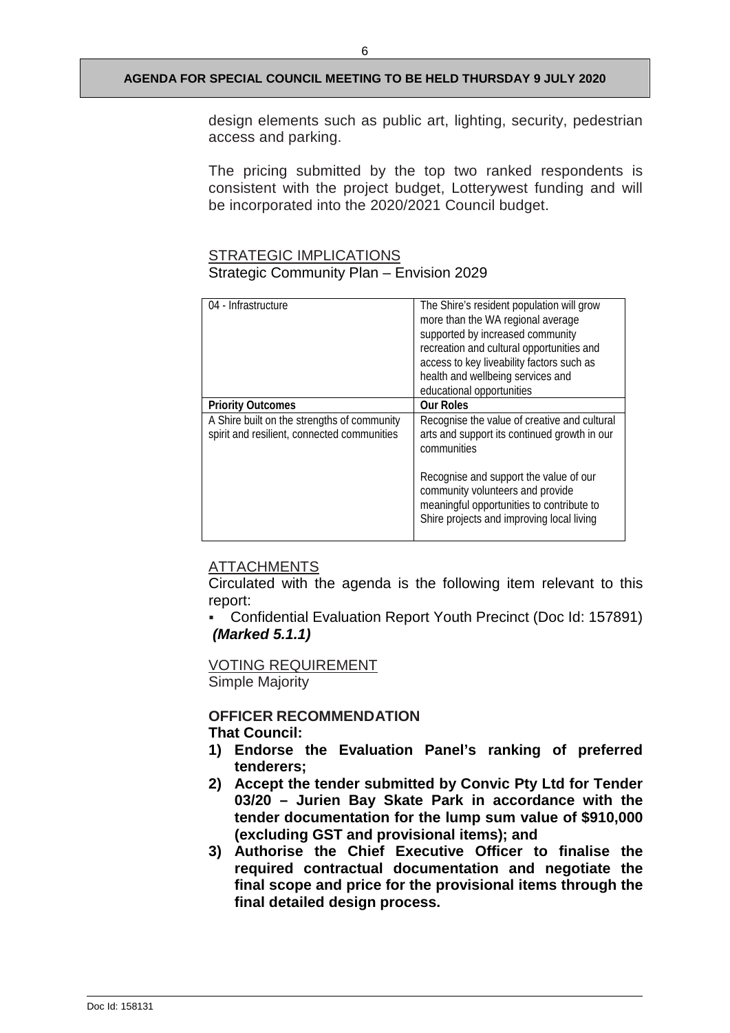design elements such as public art, lighting, security, pedestrian access and parking.

The pricing submitted by the top two ranked respondents is consistent with the project budget, Lotterywest funding and will be incorporated into the 2020/2021 Council budget.

STRATEGIC IMPLICATIONS

Strategic Community Plan – Envision 2029

| 04 - Infrastructure | The Shire's resident population will grow more than the WA regional average supported by increased community recreation and cultural opportunities and access to key liveability factors such as health and wellbeing services and educational opportunities |
|---|---|
| **Priority Outcomes** | **Our Roles** |
| A Shire built on the strengths of community spirit and resilient, connected communities | Recognise the value of creative and cultural arts and support its continued growth in our communities<br><br>Recognise and support the value of our community volunteers and provide meaningful opportunities to contribute to Shire projects and improving local living |

ATTACHMENTS

Circulated with the agenda is the following item relevant to this report:

- Confidential Evaluation Report Youth Precinct (Doc Id: 157891) ***(Marked 5.1.1)***

VOTING REQUIREMENT

Simple Majority

**OFFICER RECOMMENDATION**

**That Council:**

1) **Endorse the Evaluation Panel's ranking of preferred tenderers;**
2) **Accept the tender submitted by Convic Pty Ltd for Tender 03/20 – Jurien Bay Skate Park in accordance with the tender documentation for the lump sum value of $910,000 (excluding GST and provisional items); and**
3) **Authorise the Chief Executive Officer to finalise the required contractual documentation and negotiate the final scope and price for the provisional items through the final detailed design process.**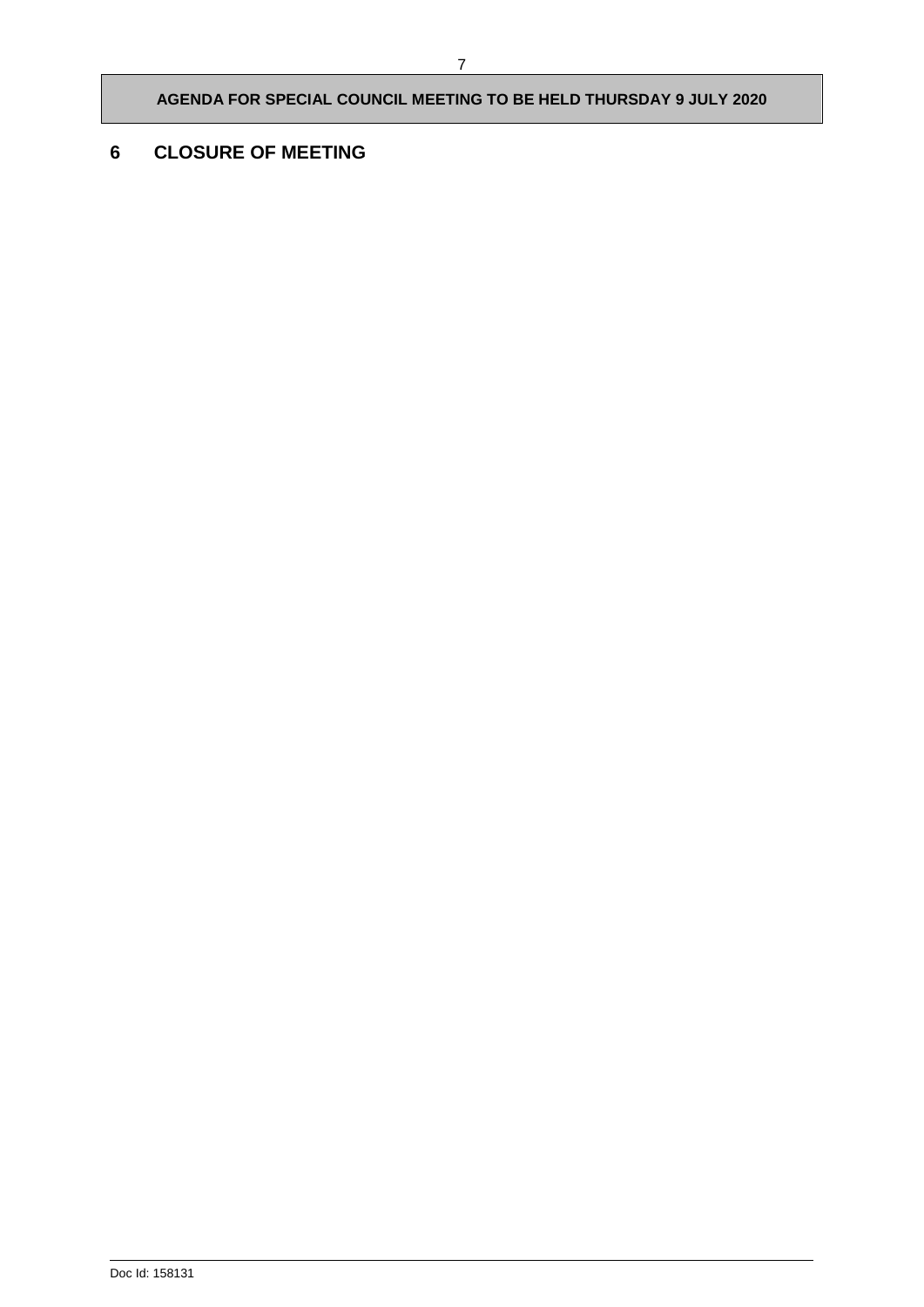# 6 CLOSURE OF MEETING